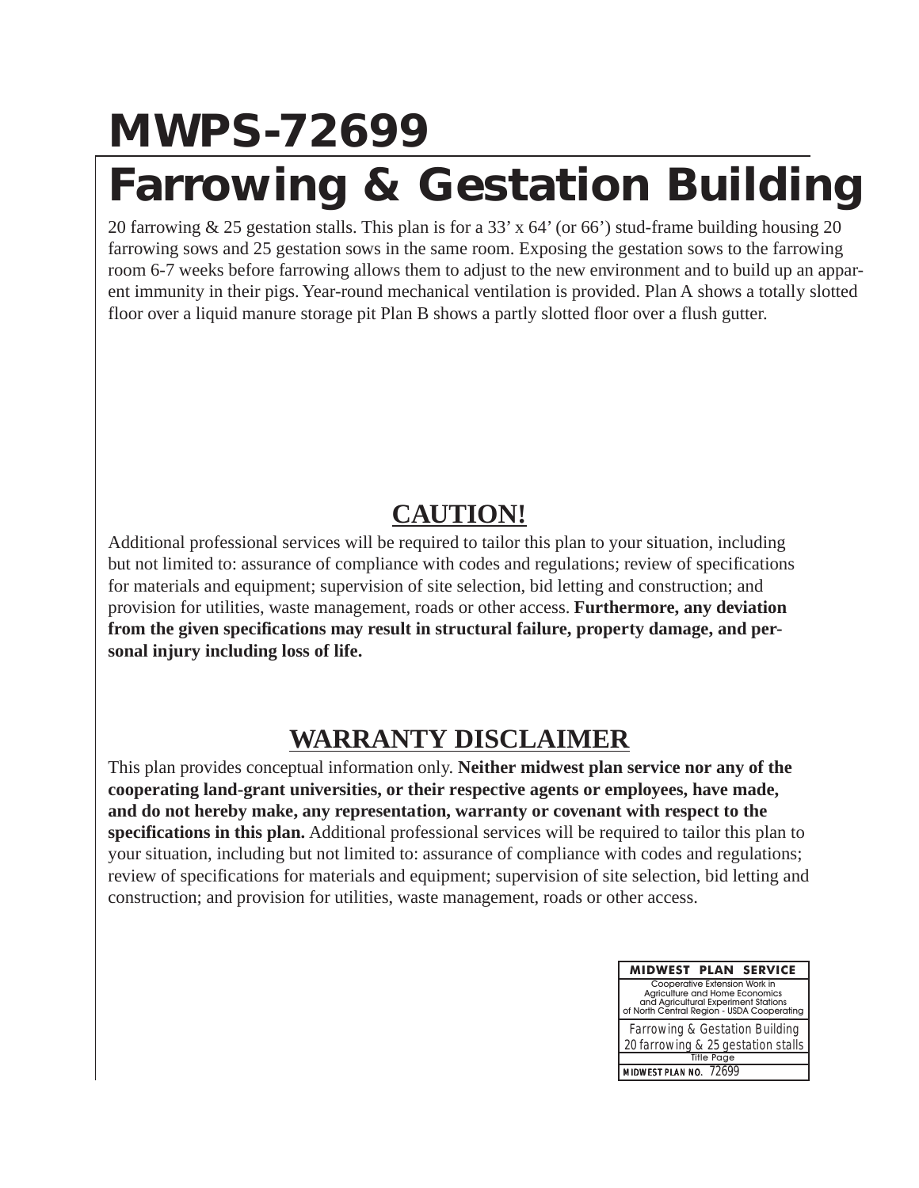# MWPS-72699

# Farrowing & Gestation Building

20 farrowing & 25 gestation stalls. This plan is for a 33' x 64' (or 66') stud-frame building housing 20 farrowing sows and 25 gestation sows in the same room. Exposing the gestation sows to the farrowing room 6-7 weeks before farrowing allows them to adjust to the new environment and to build up an apparent immunity in their pigs. Year-round mechanical ventilation is provided. Plan A shows a totally slotted floor over a liquid manure storage pit Plan B shows a partly slotted floor over a flush gutter.

## CAUTION!

Additional professional services will be required to tailor this plan to your situation, including but not limited to: assurance of compliance with codes and regulations; review of specifications for materials and equipment; supervision of site selection, bid letting and construction; and provision for utilities, waste management, roads or other access. **Furthermore, any deviation from the given specifications may result in structural failure, property damage, and personal injury including loss of life.**

## WARRANTY DISCLAIMER

This plan provides conceptual information only. **Neither midwest plan service nor any of the cooperating land-grant universities, or their respective agents or employees, have made, and do not hereby make, any representation, warranty or covenant with respect to the specifications in this plan.** Additional professional services will be required to tailor this plan to your situation, including but not limited to: assurance of compliance with codes and regulations; review of specifications for materials and equipment; supervision of site selection, bid letting and construction; and provision for utilities, waste management, roads or other access.

| MIDWEST PLAN SERVICE |
| --- |
| Cooperative Extension Work in Agriculture and Home Economics and Agricultural Experiment Stations of North Central Region - USDA Cooperating |
| *Farrowing & Gestation Building* *20 farrowing & 25 gestation stalls* |
| Title Page |
| **MIDWEST PLAN NO.** 72699 |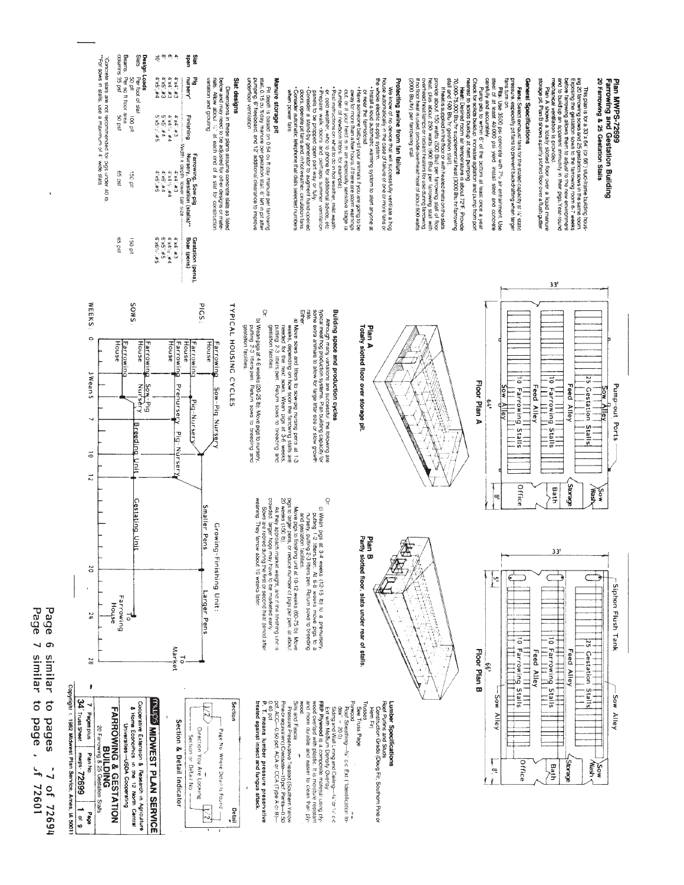# Plan MWPS-72699

## Farrowing and Gestation Building

### 20 Farrowing & 25 Gestation Stalls

This plan is for a 33'x 64' (or 66') stud-frame building housing 20 farrowing sows and 25 gestation sows in the same room. Exposing the gestation sows to the farrowing room 6-7 weeks before farrowing allows them to adjust to the new environment and to build up an apparent immunity in their pigs. Year-round mechanical ventilation is provided.

Plan A shows a totally slotted floor over a liquid manure storage pit. Plan B shows a partly slotted floor over a flush gutter.

### General Specifications

**Fans.** Select exhaust fans for the stated capacity at ⅛" static pressure, especially pit fans to prevent backdrafting when larger fans turn on.

**Pits.** Use 3500 psi concrete with 7% air entrainment. Use steel of at least 40,000 psi yield. Install steel and concrete carefully and accurately.

Pump pits to within 6" of the bottom at least once a year. Check for solids buildup; increase agitation and pump from port nearest to solids buildup at next pumping.

**Heat.** Design room air temperature is about 72F. Provide 70,000-75,000 Btu/hr supplemental heat (3000 Btu/hr/farrowing stall and 600 Btu/hr/gestation stall).

If heat is supplied in the floor or with heated mats on the slats provide about 150 watts (500 Btu/hr) per farrowing stall. If floor heat plus about 250 watts (900 Btu) per farrowing stall with overhead heat lamps or radiant heaters for use during farrowing. If no floor heat is used, provide overhead heat of about 600 watts (2000 Btu/hr) per farrowing stall.

### Protecting swine from fan failure

We know of no device that will successfully ventilate a hog house automatically in the case of failure of one or more fans or the whole electric supply system.

- Install a loud automatic warning system to alert anyone at or near the farmstead.
- Have someone baby-sit your animals if you are going to be away for more than a few hours, if there are storm warnings out, or if your animals are in an especially sensitive stage (a number of newborn litters, for example).
- Post instructions on what to do in hot weather, mild weather, cold weather, who to phone for additional advice, etc.
- Prepare walls, doors, and windows for summer ventilation panels to be propped open part way, or fully.
- Consider a standby generator to augment hand-opened doors, operate pit fans and, in hot weather, circulation fans when power fails.
- Consider automatic telephone that dials selected numbers.

### Manure storage pit

Pit depth is based on 0.54 cu ft/day manure per farrowing stall, 0.15 cu ft/day manure per gestation stall, 6" left in pit after pumping, 6" freeboard, and 12" additional clearance to improve underfloor ventilation.

### Slat designs

Dimensions in these plans assume concrete slats as listed below and may need to be adjusted for other designs or materials. Allow about ⅛" at each end of a slat for construction variation and grouting.

| Slat span | Pig nursery* | Finishing | Farrowing, Sow-pig Nursery, Gestation (stalls)** | Gestation (pens), Boar (pens) |
|---|---|---|---|---|
| | Width x depth, lower bar size | | | |
| 4' | 4"x4", #3 | 4"x4", #3 | 4"x4", #3 | 4"x4", #3 |
| 6' | 4"x4", #3 | 4"x4½", #4 | 4"x4½", #4 | 4"x4½", #4 |
| 8' | 4"x5", #3 | 5"x6", #4 | 4"x6", #4 | 5"x5", #5 |
| 10' | 4"x5", #4 | 5"x5½", #5 | 4"x6", #5 | 5"x6½", #5 |

**Design Loads**

| | | | | |
|---|---|---|---|---|
| Slats | Per foot of slat | 100 plf | 150 plf | 150 plf |
| Beams | Per sq ft floor area | 50 psf | 65 psf | 65 psf |
| columns | 35 psf | | | |

*Concrete slats are not recommended for pigs under 40 lb.
**For sows in stalls, use a maximum of 4" wide slats.

## Floor Plan A

Pump-out Ports — Sow Alley — 25 Gestation Stalls — Feed Alley — 10 Farrowing Stalls — Feed Alley — 10 Farrowing Stalls — Sow Alley — Sow Wash — Storage — Bath — Office — 33' — 64' — 8'

**Plan A**
**Totally slotted floor over storage pit.**

## Floor Plan B

Siphon Flush Tank — Sow Alley — 25 Gestation Stalls — Feed Alley — 10 Farrowing Stalls — Feed Alley — 10 Farrowing Stalls — Sow Alley — Sow Wash — Storage — Bath — Office — 33' — 5' — 66' — 8'

**Plan B**
**Partly slotted floor, slats under rear of stalls.**

### Building space and production cycles

Although many variations are successful, the following are typical meat hog production systems. Plan building capacity for some extra animals to allow for larger litter size or slow growth rate.

Either:

a) Move sows and litters to sow-pig nursery pens at 1-3 weeks, depending on how soon the farrowing stalls are needed for the next sows. Wean pigs at 3-6 weeks, putting 2-3 litters/pen. Return sows to breeding and gestation facilities.

Or:

b) Wean pigs at 4-6 weeks (20-25 lb). Move pigs to nursery, putting 2-3 litters/pen. Return sows to breeding and gestation facilities.

Or:

c) Wean pigs at 3-4 weeks (12-15 lb) to a prenursery, putting 1-2 litters/pen. At 6-8 weeks move pigs to a nursery, putting 2-3 litters/pen. Return sows to breeding and gestation facilities.

Move pigs to finishing unit at 10-12 weeks (60-75 lb). Move pigs to larger pens, or reduce number of pigs per pen at about 20 weeks (150 lb).

As they approach market weight, and if the finishing unit is crowded, larger hogs may have to be marketed early.

Sows are rebred during the first or second heat period after weaning. They farrow about 16 weeks later.

### TYPICAL HOUSING CYCLES

PIGS: Farrowing House — Sow-Pig Nursery; Farrowing House — Pig Nursery; Farrowing House — Prenursery — Pig Nursery — Growing-Finishing Unit: Smaller Pens — Larger Pens — To Market

SOWS: Farrowing House — Sow-Pig Nursery; Farrowing House — Breeding Unit — Gestating Unit — To Farrowing House

WEEKS: 0, 3 Wean 5, 7, 10, 12, 20, 24, 28

### Lumber Specifications

Roof Purlins and Studs
Construction Grade (Doug Fir, Southern Pine or Hem-Fir)

Trusses
See Truss Page

Plywood
Roof Sheathing—⅜" C-C Ext. (Identification Index 20/0)
Siding and Wall Lining and Ceiling—⅜" or ½" C-C Ext. with Medium Density Overlay

**FRP Plywood** is a composite material using plywood overlaid with plastic. It is moisture resistant and more durable and easier to clean than plywood.

Sills and Fascia
Pressure Preservative Treated (Southern Yellow Pine or equivalent) Creosote—10 pcf, Penta—0.50 pcf, ACC—0.50 pcf, ACA or CCA (Type A or B)—0.40 pcf

**P.T. means lumber pressure preservative treated against insect and fungus attack.**

### Section & Detail Indicator

Section — Page No. Where Detail Is Found — Detail — Direction You Are Looking — Section or Detail No.

**mwps MIDWEST PLAN SERVICE**
Cooperative Extension & Research in Agriculture & Home Economics in the 12 North Central Universities—USDA Cooperating

**FARROWING & GESTATION BUILDING**
20 Farrowing & 25 Gestation Stalls

| Pages plus | Plan No. | Page |
|---|---|---|
| 7 / 34 Truss Sheet | mwps 72699 | 1 of 9 |

Copyright © 1982 Midwest Plan Service, Ames, IA 50011

Page 6 similar to pages 7 of 72694
Page 7 similar to page 7 of 72601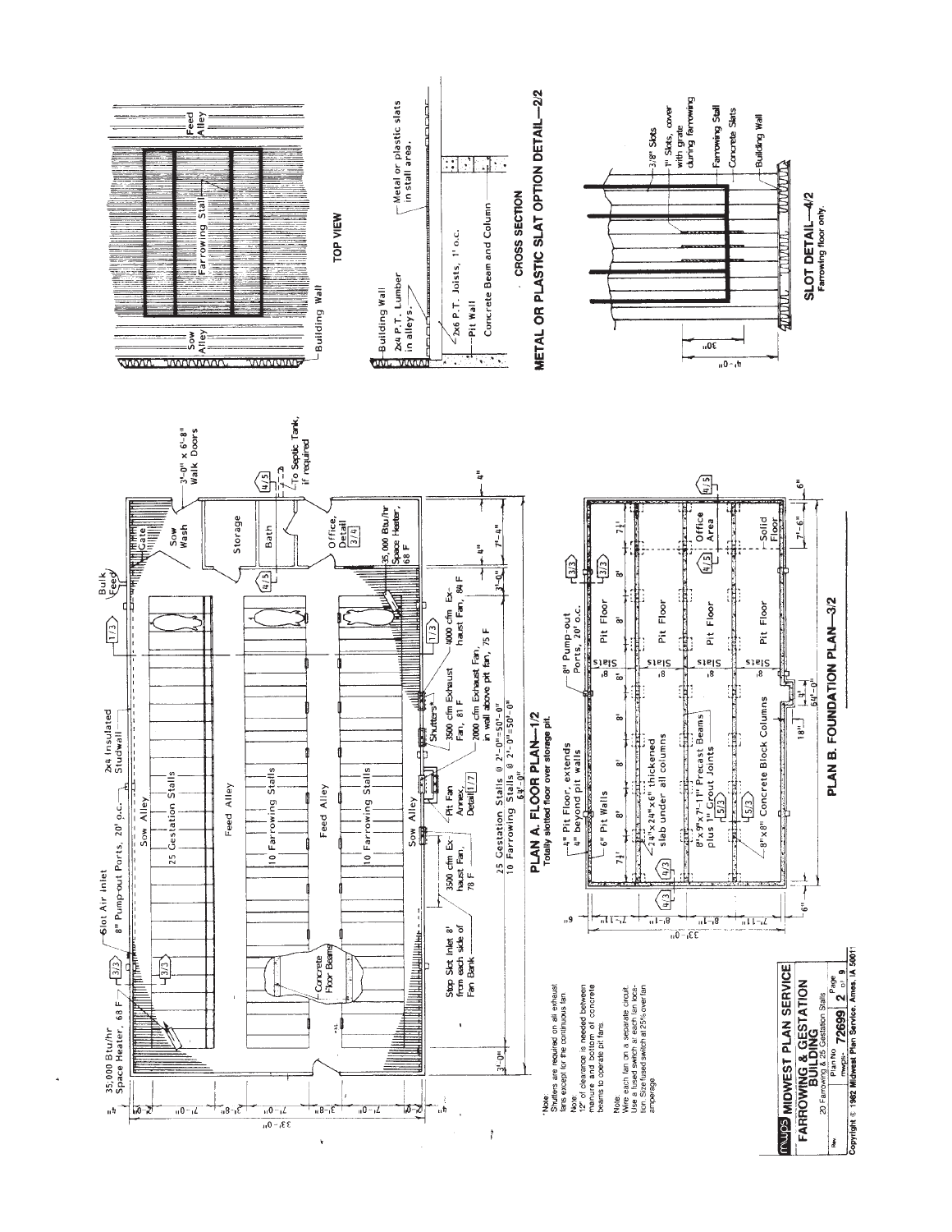## PLAN A. FLOOR PLAN—1/2

Totally slotted floor over storage pit.

35,000 Btu/hr Space Heater, 68 F

Slot Air Inlet

8" Pump-out Ports, 20' o.c.

2x4 Insulated Studwall

Bulk Feed

Gate

Sow Wash

3'-0" x 6'-8" Walk Doors

Storage

Bath

Office, Detail 3/4

35,000 Btu/hr Space Heater, 68 F

To Septic Tank, if required

Sow Alley

25 Gestation Stalls

Feed Alley

10 Farrowing Stalls

Feed Alley

10 Farrowing Stalls

Sow Alley

Concrete Floor Beams

Stop Slot Inlet 8' from each side of Fan Bank

3500 cfm Exhaust Fan, 78 F

Pit Fan Annex, Detail 1/7

Shutters*

3500 cfm Exhaust Fan, 81 F

2000 cfm Exhaust Fan, in wall above pit fan, 75 F

9000 cfm Exhaust Fan, 84 F

25 Gestation Stalls @ 2'-0"=50'-0"

10 Farrowing Stalls @ 2'-0"=50'-0"

64'-0"

3'-0" | 3'-0" | 4" | 7'-4" | 4"

4" | 7'-0" | 3'-8" | 7'-0" | 3'-8" | 7'-0" | 4" — 33'-0"

*Note:
Shutters are required on all exhaust fans except for the continuous fan.

Note:
12" of clearance is needed between manure and bottom of concrete beams to operate pit fans.

Note:
Wire each fan on a separate circuit. Use a fused switch at each fan location. Size fused switch at 25% over fan amperage.

## PLAN B. FOUNDATION PLAN—3/2

4" Pit Floor, extends 4" beyond pit walls

8" Pump-out Ports, 20' o.c.

6" Pit Walls

24"x24"x6" thickened slab under all columns

8"x9"x7'-11" Precast Beams plus 1" Grout Joints

8"x8" Concrete Block Columns

Slats

Pit Floor

Office Area

Solid Floor

7½' | 8' | 8' | 8' | 8' | 8' | 8' | 8' | 7½'

18" | 4' | 64'-0" | 7'-6" | 6"

6" | 7'-11" | 8'-11" | 8'-11" | 7'-11" | 6" — 33'-0"

## TOP VIEW

Sow Alley

Farrowing Stall

Feed Alley

Building Wall

## METAL OR PLASTIC SLAT OPTION DETAIL—2/2

### CROSS SECTION

Building Wall

2x4 P.T. Lumber in alleys.

Metal or plastic slats in stall area.

2x6 P.T. Joists, 1' o.c.

Pit Wall

Concrete Beam and Column

## SLOT DETAIL—4/2

Farrowing floor only.

3/8" Slots

1" Slots, cover with grate during farrowing

Farrowing Stall

Concrete Slats

Building Wall

30"

4'-0"

**mwps MIDWEST PLAN SERVICE**

**FARROWING & GESTATION BUILDING**

20 Farrowing & 25 Gestation Stalls

Rev. | Plan No. mwps- **72699** | Page **2** of **9**

Copyright © 1982 Midwest Plan Service, Ames, IA 50011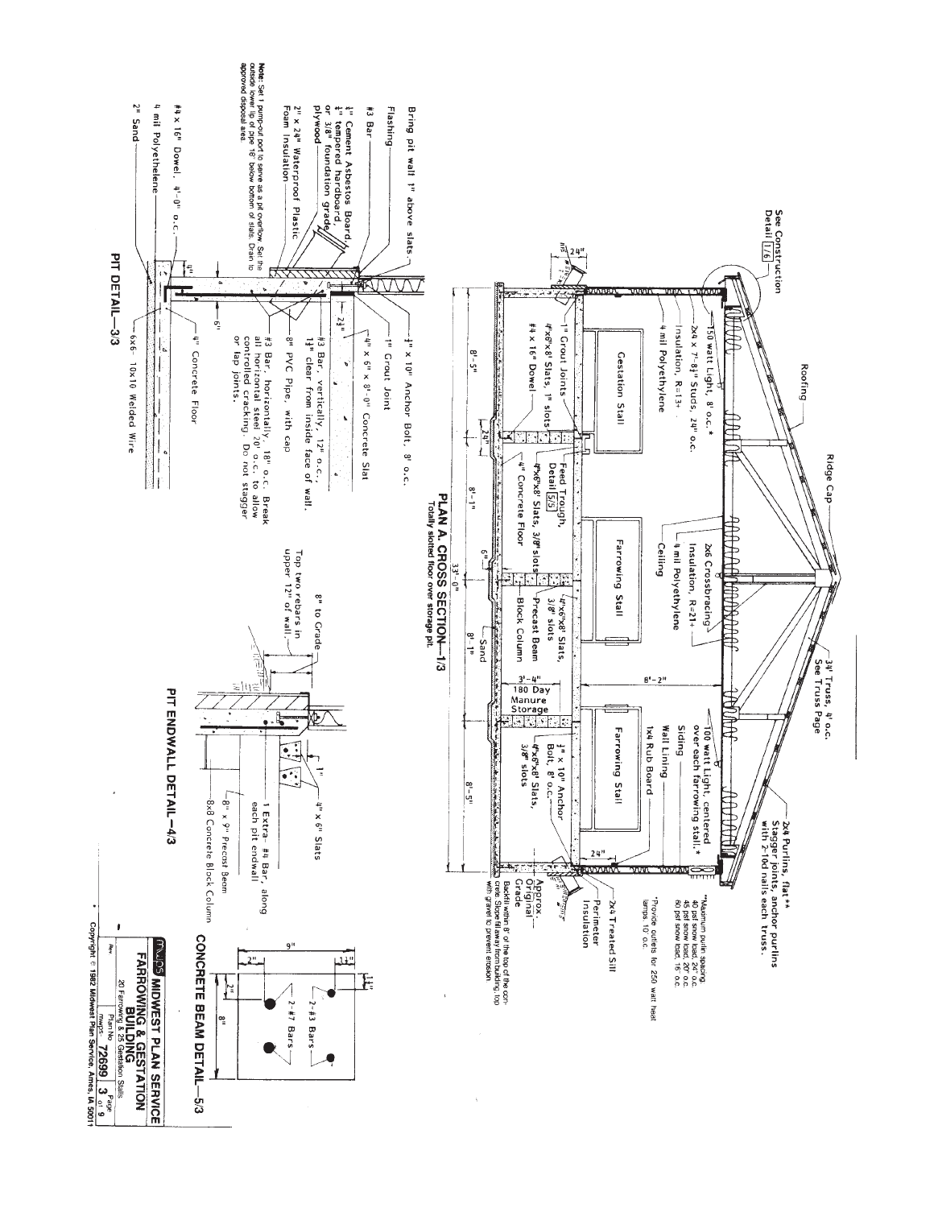## PLAN A. CROSS SECTION—1/3

Totally slotted floor over storage pit.

See Construction Detail 1/6

Roofing

Ridge Cap

3½' Truss, 4' o.c. See Truss Page

2x4 Purlins, flat** Stagger joints, anchor purlins with 2-10d nails each truss.

**Maximum purlin spacing:
40 psf snow load, 24" o.c.
45 psf snow load, 20" o.c.
60 psf snow load, 16" o.c.

*Provide outlets for 250 watt heat lamps 10' o.c.

150 watt Light, 8' o.c.*

2x4 x 7'-8¼" Studs, 24" o.c.

Insulation, R=13+

4 mil Polyethylene

2x6 Crossbracing

Insulation, R=21+

4 mil Polyethylene

Ceiling

100 watt Light, centered over each farrowing stall.*

Siding

Wall Lining

1x4 Rub Board

2x4 Treated Sill

Perimeter Insulation

Approx. Original Grade

Backfill within 8" of the top of the concrete. Slope fill away from building; top with gravel to prevent erosion.

Gestation Stall

Farrowing Stall

Farrowing Stall

1" Grout Joints

4"x6"x8' Slats, 1" slots

#4 x 16" Dowel

Feed Trough, Detail 5/5

4"x6"x8' Slats, 3/8" slots

4" Concrete Floor

4"x6"x8' Slats, 3/8" slots

Precast Beam

Block Column

Sand

½" x 10" Anchor Bolt, 8' o.c.

4"x6"x8' Slats, 3/8" slots

180 Day Manure Storage

24" | 8'-5" | 24" | 8'-1" | 6" | 8'-1" | 3'-4" | 8'-5" | 24" | 8'-2" | 33'-0"

## PIT DETAIL—3/3

Bring pit wall 1" above slats.

Flashing

#3 Bar

¼" Cement Asbestos Board, ¼" tempered hardboard, or 3/8" foundation grade plywood

2" x 24" Waterproof Plastic Foam Insulation

½" x 10" Anchor Bolt, 8' o.c.

1" Grout Joint

4" x 6" x 8'-0" Concrete Slat

#3 Bar, vertically, 12" o.c., 1½" clear from inside face of wall.

8" PVC Pipe, with cap

#3 Bar, horizontally, 18" o.c. Break all horizontal steel 20' o.c. to allow controlled cracking. Do not stagger or lap joints.

4" Concrete Floor

6x6 - 10x10 Welded Wire

#4 x 16" Dowel, 4'-0" o.c.

4 mil Polyethelene

2" Sand

**Note:** Set 1 pump-out port to serve as a pit overflow. Set the outside lower lip of pipe 18" below bottom of slats. Drain to approved disposal area.

## PIT ENDWALL DETAIL—4/3

8" to Grade

Top two rebars in upper 12" of wall.

4" x 6" Slats

1"

1 Extra - #4 Bar, along each pit endwall

8" x 9" Precast Beam

8x8 Concrete Block Column

## CONCRETE BEAM DETAIL—5/3

9"

2-#3 Bars

2-#7 Bars

8"

**MWPS MIDWEST PLAN SERVICE**

**FARROWING & GESTATION BUILDING**

20 Farrowing & 25 Gestation Stalls

Plan No. MWPS-72699 | Page 3 of 9

Copyright © 1982 Midwest Plan Service, Ames, IA 50011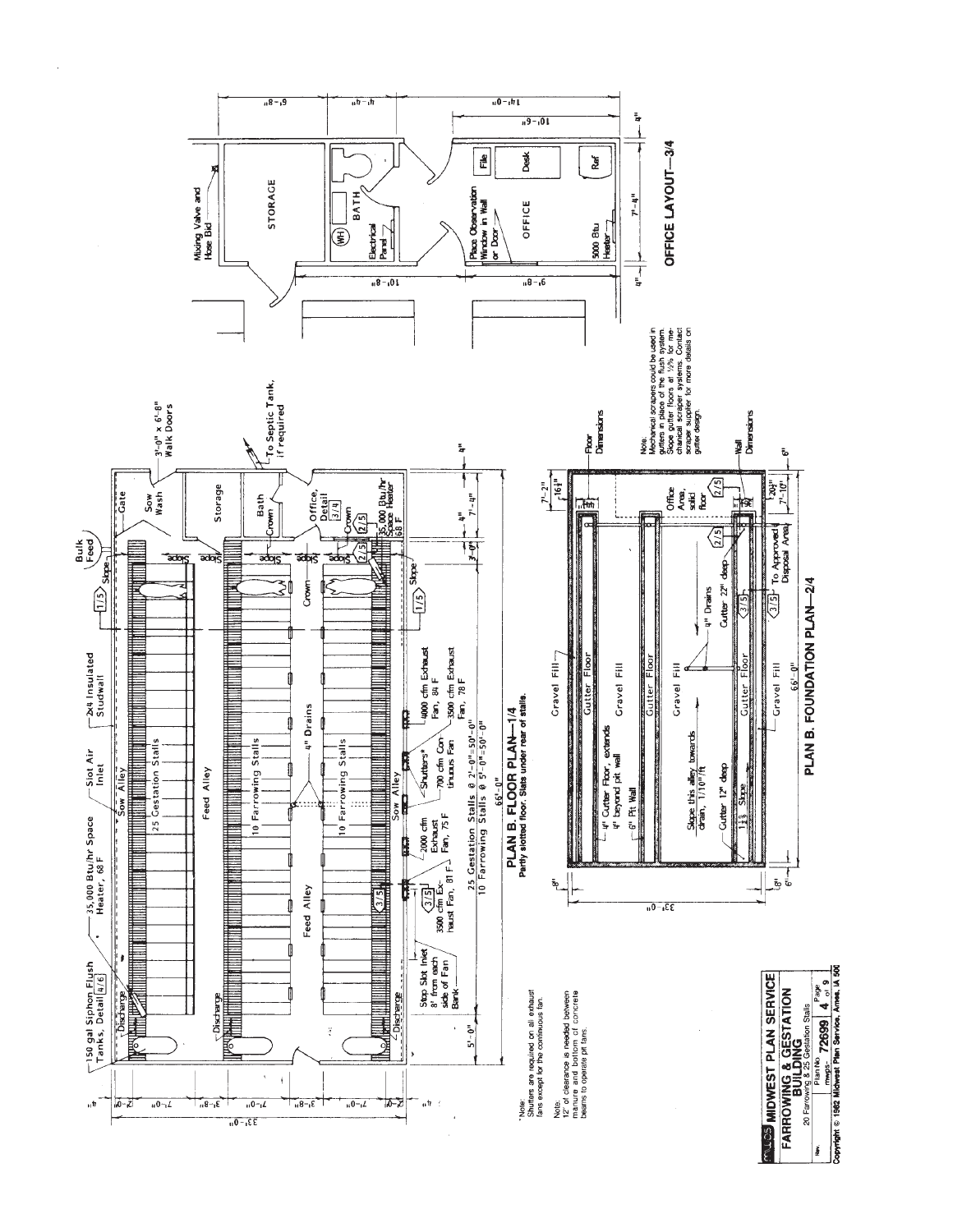## PLAN B. FLOOR PLAN—1/4

Partly slotted floor. Slats under rear of stalls.

150 gal Siphon Flush Tanks, Detail 4/6

35,000 Btu/hr Space Heater, 68 F

2x4 Insulated Studwall

Slot Air Inlet

Bulk Feed

3'-0" x 6'-8" Walk Doors

To Septic Tank, if required

Sow Wash

Gate

Storage

Bath

Office, Detail 3/4

35,000 Btu/hr Space Heater 68 F

Crown

Slope

Discharge

Sow Alley

25 Gestation Stalls

Feed Alley

10 Farrowing Stalls

4" Drains

4000 cfm Exhaust Fan, 84 F

3500 cfm Exhaust Fan, 78 F

700 cfm Continuous Fan

Shutters*

2000 cfm Exhaust Fan, 75 F

3500 cfm Exhaust Fan, 81 F

Stop Slot Inlet 8' from each side of Fan Bank

25 Gestation Stalls @ 2'-0"=50'-0"

10 Farrowing Stalls @ 5'-0"=50'-0"

66'-0"

33'-0"

\*Note: Shutters are required on all exhaust fans except for the continuous fan.

Note: 12" of clearance is needed between manure and bottom of concrete beams to operate pit fans.

## OFFICE LAYOUT—3/4

Mixing Valve and Hose Bib

STORAGE

BATH

(WH)

Electrical Panel

Place Observation Window in Wall or Door

OFFICE

File

Desk

Ref

5000 Btu Heater

## PLAN B. FOUNDATION PLAN—2/4

Gravel Fill

Gutter Floor

4" Gutter Floor, extends 4" beyond pit wall

6" Pit Wall

Slope this alley towards drain, 1/10"/ft

Gutter 12" deep

1½% Slope

4" Drains

Gutter 22" deep

Office Area, solid floor

To Approved Disposal Area

Floor Dimensions

Wall Dimensions

66'-0"

33'-0"

Note: Mechanical scrapers could be used in gutters in place of the flush system. Slope gutter floors at ½% for mechanical scraper systems. Contact scraper supplier for more details on gutter design.

**MWPS MIDWEST PLAN SERVICE**

**FARROWING & GESTATION BUILDING**

20 Farrowing & 25 Gestation Stalls

Plan No. 72699 — Page 4 of 9

Copyright © 1982 Midwest Plan Service, Ames, IA 500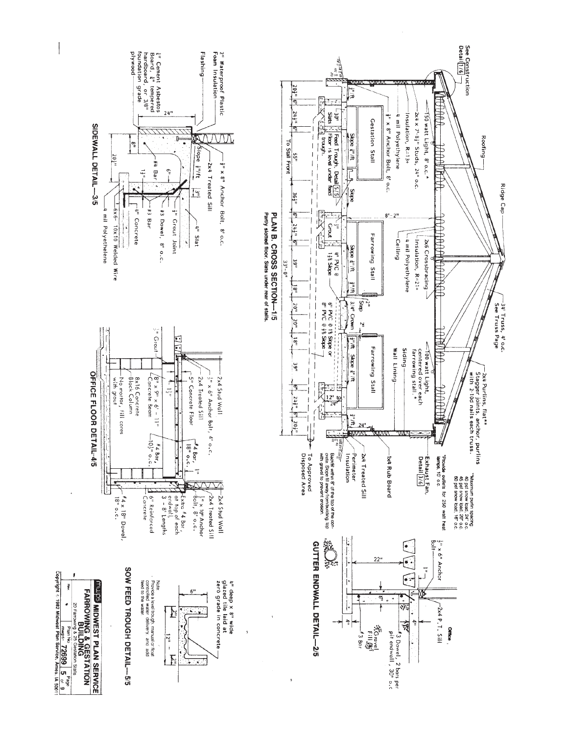## PLAN B. CROSS SECTION—1/5

Partly slotted floor. Slats under rear of stalls.

See Construction Detail 1/6

Roofing

Ridge Cap

3½' Truss, 4' o.c. See Truss Page

2x4 Purlins, flat** Stagger joints, anchor purlins with 2-10d nails each truss.

150 watt Light, 8' o.c.*

2x4 x 7'-8½" Studs, 24" o.c.

Insulation, R=13+

4 mil Polyethylene

½" x 8" Anchor Bolt, 8' o.c.

2x6 Crossbracing

Insulation, R=21+

4 mil Polyethylene

Ceiling

100 watt Light, centered over each farrowing stall.*

Siding

Wall Lining

1x4 Rub Board

Exhaust Fan, Detail 3/6

2x4 Treated Sill

Perimeter Insulation

Gestation Stall

Farrowing Stall

Farrowing Stall

Slope ¾"/ft

Slope ½"/ft

Slope ¼"/ft

Slope

30" Slats

Feed Trough, Detail 5/5

Floor is level under feed trough.

Grout

4" PVC @ 1½% Slope

6" PVC @ 1% Slope or 8" PVC @ ½% Slope

2" Step

3/4" Crown

To Approved Disposed Area

8'-2"

20½" | 6" | 24½" | 6" | 55" | 36½" | 6" | 24½" | 6" | 39" | 18" | 20" | 20" | 18" | 39" | 6" | 24½" | 6" | 20½"

To Stall Front

33'-0"

12" | 24"

*Provide outlets for 250 watt heat lamps, 10' o.c.

**Maximum purlin spacing: 30 psf snow load, 24" o.c. 45 psf snow load, 20" o.c. 60 psf snow load, 16" o.c.

Backfill within 8" of the top of the concrete. Slope fill away from building, top with gravel to prevent erosion.

## SIDEWALL DETAIL—3/5

2" Waterproof Plastic Foam Insulation

Flashing

¼" Cement Asbestos Board, ¼" tempered hardboard, or 3/8" foundation grade plywood

½" x 8" Anchor Bolt, 8' o.c.

2x4 Treated Sill

Slope ½"/ft

4" Slat

½" Grout Joint

#4 Bar

#3 Dowel, 8" o.c.

#3 Bar

4" Concrete

6x6-10x10 Welded Wire

4 mil Polyethelene

24" | 8" | 20½" | 6" | 1½" | 3½"

## OFFICE FLOOR DETAIL—4/5

2x4 Stud Wall

½" x 6" Anchor Bolt, 4' o.c.

2x4 Treated Sill

5" Concrete Floor

8" x 9" x 6'-11" Concrete Beam

8x16 Concrete Block Column

No mortar, fill cores with grout

#4 Bar, 18" o.c.

#4 Bar, 10½" o.c.

Grout

2x4 Stud Wall

2x4 Treated Sill

½" x 10" Anchor Bolt, 8' o.c.

Extra #4 Bar, at top of each endwall, 3 - 8' Lengths

6" Reinforced Concrete

#4 x 18" Dowel, 18" o.c.

## GUTTER ENDWALL DETAIL—2/5

½" x 6" Anchor Bolt

2x4 P.T. Sill

Office

#3 Dowel, 2 bars per pit endwall, 30" o.c.

Gravel Fill

#3 Bar

22" | 1" | 6" | 4" | 4"

## SOW FEED TROUGH DETAIL—5/5

4" deep x 8" wide glazed tile laid at zero grade in concrete

6" | 2" | 12" | 2"

Note: Provide a level trough, manual or float controlled water delivery, and add feed to the water

MWPS MIDWEST PLAN SERVICE
FARROWING & GESTATION BUILDING
20 Farrowing & 25 Gestation Stalls
Plan No. mwps-72699 | Page 5 of 9
Copyright © 1982 Midwest Plan Service, Ames, IA 50011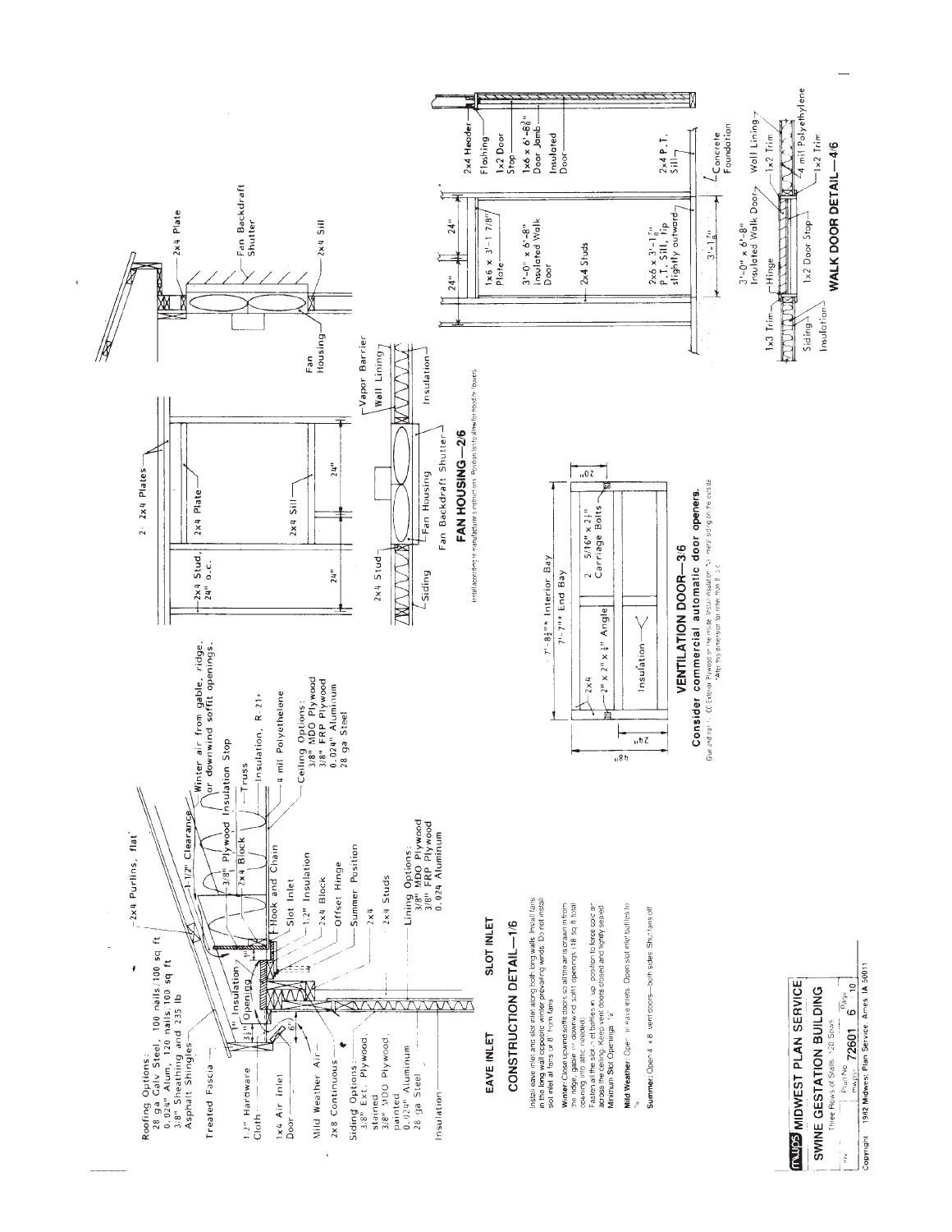## CONSTRUCTION DETAIL—1/6

**EAVE INLET** **SLOT INLET**

Roofing Options:
28 ga Galv Steel, 100 nails/100 sq ft
0.024" Alum, 120 nails/100 sq ft
3/8" Sheathing and 235 lb
Asphalt Shingles

2x4 Purlins, flat

Treated Fascia

1-1/2" Clearance

1" Insulation

3/8" Plywood

Insulation Stop

Winter air from gable, ridge, or downwind soffit openings.

1/2" Hardware Cloth

1x4 Air Inlet Door

Mild Weather Air

2x8 Continuous

2x4 Block

Truss

Insulation, R-21+

4 mil Polyethelene

Hook and Chain

Slot Inlet

1/2" Insulation

2x4 Block

Offset Hinge

Summer Position

2x4

2x4 Studs

Ceiling Options:
3/8" MDO Plywood
3/8" FRP Plywood
0.024" Aluminum
28 ga Steel

Siding Options:
3/8" Ext. Plywood, stained
3/8" MDO Plywood, painted
0.024" Aluminum
28 ga Steel

Insulation

Lining Options:
3/8" MDO Plywood
3/8" FRP Plywood
0.024 Aluminum

Install eave inlet and slot inlet along both long walls. Install fans in the long wall opposite winter prevailing winds. Do not install slot inlet at fans or 8' from fans.

**Winter:** Close upwind soffit doors so all the air is drawn in from the ridge, gable, or downwind soffit openings (18 sq ft total opening into attic needed).
Fasten all the slot inlet baffles in "up" position to force cold air across the ceiling. Keep vent doors closed and tightly sealed.
Minimum Slot Openings: 1/8"

**Mild Weather:** Open air eave inlets. Open slot inlet baffles to 1/2".

**Summer:** Open 4' x 8' vent doors—both sides. Shut fans off.

## FAN HOUSING—2/6

2- 2x4 Plates

2x4 Stud, 24" o.c.

2x4 Plate

2x4 Sill

24" 24"

2x4 Stud

Siding

Fan Housing

Fan Backdraft Shutter

Vapor Barrier

Wall Lining

Insulation

Fan Housing

Fan Backdraft Shutter

2x4 Plate

2x4 Sill

Install according to manufacturer's instructions. Position fan to allow for hood or louvers.

## VENTILATION DOOR—3/6

7'-8½"* Interior Bay
7'-7"* End Bay

2x4

2" x 2" x ¼" Angle

2 5/16" x 2½" Carriage Bolts

Insulation

48" 24" 20"

**Consider commercial automatic door openers.**

Glue and nail ½" CC Exterior Plywood on the inside. Install insulation. Glue and nail siding on the outside.
*Alter this dimension for other than 8' o.c.

## WALK DOOR DETAIL—4/6

24" 24"

1x6 x 3'-1 7/8" Plate

3'-0" x 6'-8" Insulated Walk Door

2x4 Studs

2x6 x 3'-1⅞" P.T. Sill, tip slightly outward

3'-1⅞"

2x4 Header

Flashing

1x2 Door Stop

1x6 x 6'-8⅞" Door Jamb

Insulated Door

2x4 P.T. Sill

Concrete Foundation

3'-0" x 6'-8" Insulated Walk Door

Hinge

1x3 Trim

Siding

Insulation

1x2 Door Stop

Wall Lining

1x2 Trim

4 mil Polyethylene

1x2 Trim

---

**MWPS MIDWEST PLAN SERVICE**

**SWINE GESTATION BUILDING**

Three Rows of Stalls, 120 Sows

Plan No. 72601 | Page 6 of 10

Copyright 1982 Midwest Plan Service, Ames, IA 50011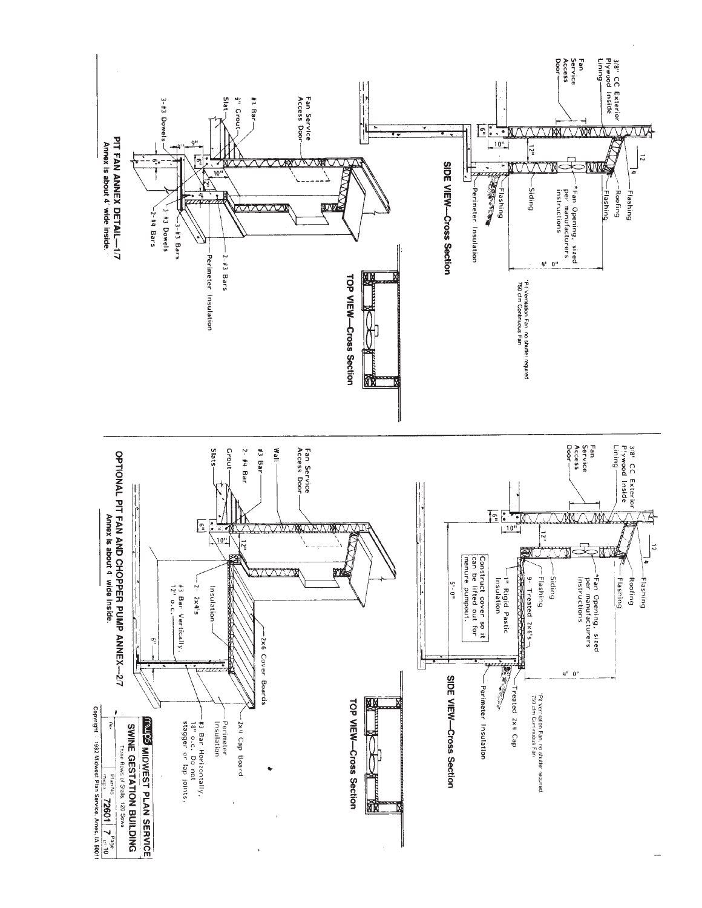## SIDE VIEW—Cross Section

3/8" CC Exterior Plywood Inside Lining

Fan Service Access Door

12

4

Flashing

Roofing

Flashing

*Fan Opening, sized per manufacturers instructions

Siding

Flashing

Perimeter Insulation

6"

10"

12"

4' 0"

*Pit Ventilation Fan, no shutter required. 750 cfm Continuous Fan

## TOP VIEW—Cross Section

Fan Service Access Door

#3 Bar

1" Grout

Slat

3-#3 Dowels

9"

4"

6"

6"

10"

12"

4"

2-#4 Bars

3-#3 Dowels

3-#3 Bars

2-#3 Bars

Perimeter Insulation

## PIT FAN ANNEX DETAIL—1/7

Annex is about 4' wide inside.

## SIDE VIEW—Cross Section

3/8" CC Exterior Plywood Inside Lining

Fan Service Access Door

12

4

Flashing

Roofing

Flashing

*Fan Opening, sized per manufacturers instructions

Siding

Flashing

9- Treated 2x6's

1" Rigid Pastic Insulation

Construct cover so it can be lifted out for manure pumpout.

Treated 2x4 Cap

Perimeter Insulation

6"

10"

12"

5'-0"

4' 0"

*Pit Ventilation Fan, no shutter required. 750 cfm Continuous Fan

## TOP VIEW—Cross Section

Fan Service Access Door

Wall

#3 Bar

2-#4 Bar

Grout

Slats

6"

10"

12"

2x6 Cover Boards

Insulation

2- 2x4's

#3 Bar Vertically, 12" o.c.

6"

2x4 Cap Board

Perimeter Insulation

#3 Bar Horizontally, 18" o.c. Do not stagger or lap joints.

## OPTIONAL PIT FAN AND CHOPPER PUMP ANNEX—2/7

Annex is about 4' wide inside.

**MWPS MIDWEST PLAN SERVICE**

**SWINE GESTATION BUILDING**

Three Rows of Stalls, 120 Sows

| Rev. | Plan No. mwps-72601 | Page 7 of 10 |
|---|---|---|

Copyright 1982 Midwest Plan Service, Ames, IA 50011